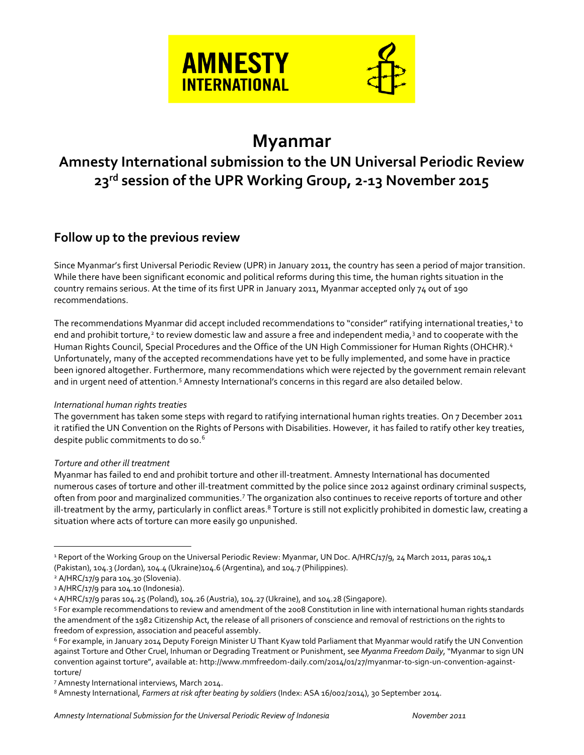# Myanmar

## Amnesty International submission to the UN Universal Periodic Review 23rd session of the UPR Working Group, 2-13 November 2015

## Follow up to the previous review

Since Myanmar's first Universal Periodic Review (UPR) in January 2011, the country has seen a period of major transition. While there have been significant economic and political reforms during this time, the human rights situation in the country remains serious. At the time of its first UPR in January 2011, Myanmar accepted only 74 out of 190 recommendations.

The recommendations Myanmar did accept included recommendations to "consider" ratifying international treaties,[1] to end and prohibit torture,[2] to review domestic law and assure a free and independent media,[3] and to cooperate with the Human Rights Council, Special Procedures and the Office of the UN High Commissioner for Human Rights (OHCHR).[4] Unfortunately, many of the accepted recommendations have yet to be fully implemented, and some have in practice been ignored altogether. Furthermore, many recommendations which were rejected by the government remain relevant and in urgent need of attention.[5] Amnesty International's concerns in this regard are also detailed below.

*International human rights treaties*

The government has taken some steps with regard to ratifying international human rights treaties. On 7 December 2011 it ratified the UN Convention on the Rights of Persons with Disabilities. However, it has failed to ratify other key treaties, despite public commitments to do so.[6]

*Torture and other ill treatment*

Myanmar has failed to end and prohibit torture and other ill-treatment. Amnesty International has documented numerous cases of torture and other ill-treatment committed by the police since 2012 against ordinary criminal suspects, often from poor and marginalized communities.[7] The organization also continues to receive reports of torture and other ill-treatment by the army, particularly in conflict areas.[8] Torture is still not explicitly prohibited in domestic law, creating a situation where acts of torture can more easily go unpunished.

---

[1] Report of the Working Group on the Universal Periodic Review: Myanmar, UN Doc. A/HRC/17/9, 24 March 2011, paras 104,1 (Pakistan), 104.3 (Jordan), 104.4 (Ukraine)104.6 (Argentina), and 104.7 (Philippines).

[2] A/HRC/17/9 para 104.30 (Slovenia).

[3] A/HRC/17/9 para 104.10 (Indonesia).

[4] A/HRC/17/9 paras 104.25 (Poland), 104.26 (Austria), 104.27 (Ukraine), and 104.28 (Singapore).

[5] For example recommendations to review and amendment of the 2008 Constitution in line with international human rights standards the amendment of the 1982 Citizenship Act, the release of all prisoners of conscience and removal of restrictions on the rights to freedom of expression, association and peaceful assembly.

[6] For example, in January 2014 Deputy Foreign Minister U Thant Kyaw told Parliament that Myanmar would ratify the UN Convention against Torture and Other Cruel, Inhuman or Degrading Treatment or Punishment, see *Myanma Freedom Daily*, "Myanmar to sign UN convention against torture", available at: http://www.mmfreedom-daily.com/2014/01/27/myanmar-to-sign-un-convention-against-torture/

[7] Amnesty International interviews, March 2014.

[8] Amnesty International, *Farmers at risk after beating by soldiers* (Index: ASA 16/002/2014), 30 September 2014.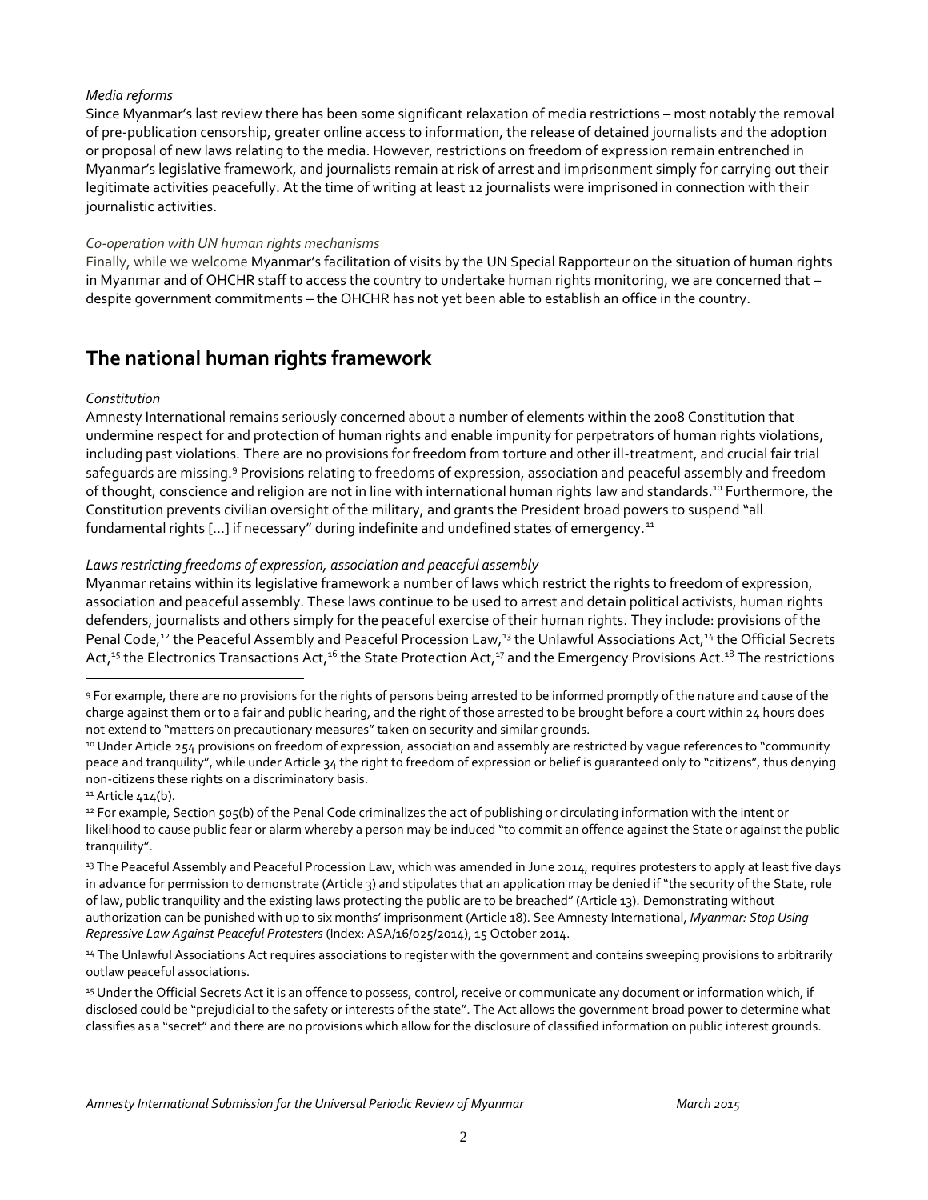*Media reforms*

Since Myanmar's last review there has been some significant relaxation of media restrictions – most notably the removal of pre-publication censorship, greater online access to information, the release of detained journalists and the adoption or proposal of new laws relating to the media. However, restrictions on freedom of expression remain entrenched in Myanmar's legislative framework, and journalists remain at risk of arrest and imprisonment simply for carrying out their legitimate activities peacefully. At the time of writing at least 12 journalists were imprisoned in connection with their journalistic activities.

*Co-operation with UN human rights mechanisms*

Finally, while we welcome Myanmar's facilitation of visits by the UN Special Rapporteur on the situation of human rights in Myanmar and of OHCHR staff to access the country to undertake human rights monitoring, we are concerned that – despite government commitments – the OHCHR has not yet been able to establish an office in the country.

## The national human rights framework

*Constitution*

Amnesty International remains seriously concerned about a number of elements within the 2008 Constitution that undermine respect for and protection of human rights and enable impunity for perpetrators of human rights violations, including past violations. There are no provisions for freedom from torture and other ill-treatment, and crucial fair trial safeguards are missing.[9] Provisions relating to freedoms of expression, association and peaceful assembly and freedom of thought, conscience and religion are not in line with international human rights law and standards.[10] Furthermore, the Constitution prevents civilian oversight of the military, and grants the President broad powers to suspend "all fundamental rights [...] if necessary" during indefinite and undefined states of emergency.[11]

*Laws restricting freedoms of expression, association and peaceful assembly*

Myanmar retains within its legislative framework a number of laws which restrict the rights to freedom of expression, association and peaceful assembly. These laws continue to be used to arrest and detain political activists, human rights defenders, journalists and others simply for the peaceful exercise of their human rights. They include: provisions of the Penal Code,[12] the Peaceful Assembly and Peaceful Procession Law,[13] the Unlawful Associations Act,[14] the Official Secrets Act,[15] the Electronics Transactions Act,[16] the State Protection Act,[17] and the Emergency Provisions Act.[18] The restrictions

---

[9] For example, there are no provisions for the rights of persons being arrested to be informed promptly of the nature and cause of the charge against them or to a fair and public hearing, and the right of those arrested to be brought before a court within 24 hours does not extend to "matters on precautionary measures" taken on security and similar grounds.

[10] Under Article 254 provisions on freedom of expression, association and assembly are restricted by vague references to "community peace and tranquility", while under Article 34 the right to freedom of expression or belief is guaranteed only to "citizens", thus denying non-citizens these rights on a discriminatory basis.

[11] Article 414(b).

[12] For example, Section 505(b) of the Penal Code criminalizes the act of publishing or circulating information with the intent or likelihood to cause public fear or alarm whereby a person may be induced "to commit an offence against the State or against the public tranquility".

[13] The Peaceful Assembly and Peaceful Procession Law, which was amended in June 2014, requires protesters to apply at least five days in advance for permission to demonstrate (Article 3) and stipulates that an application may be denied if "the security of the State, rule of law, public tranquility and the existing laws protecting the public are to be breached" (Article 13). Demonstrating without authorization can be punished with up to six months' imprisonment (Article 18). See Amnesty International, *Myanmar: Stop Using Repressive Law Against Peaceful Protesters* (Index: ASA/16/025/2014), 15 October 2014.

[14] The Unlawful Associations Act requires associations to register with the government and contains sweeping provisions to arbitrarily outlaw peaceful associations.

[15] Under the Official Secrets Act it is an offence to possess, control, receive or communicate any document or information which, if disclosed could be "prejudicial to the safety or interests of the state". The Act allows the government broad power to determine what classifies as a "secret" and there are no provisions which allow for the disclosure of classified information on public interest grounds.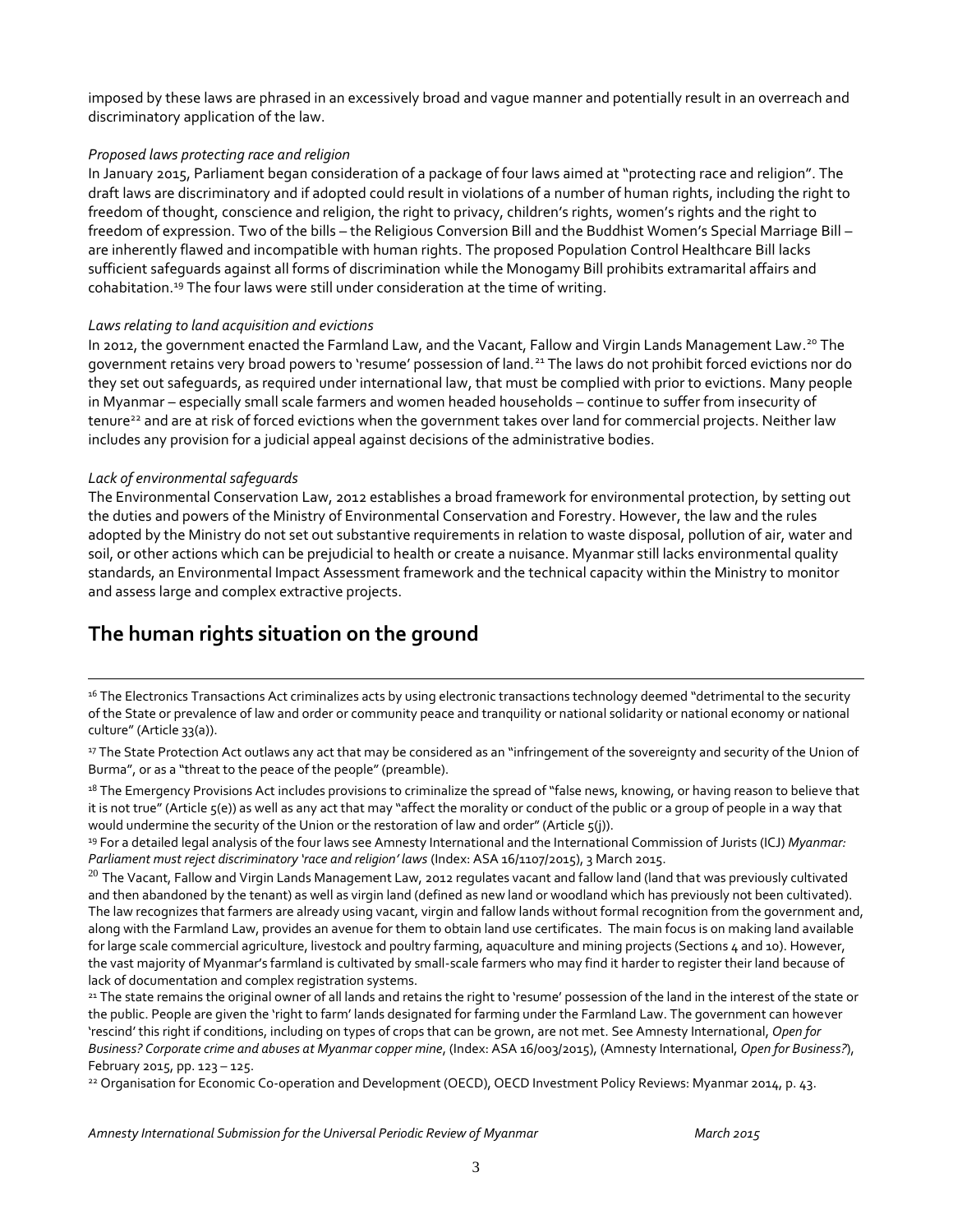imposed by these laws are phrased in an excessively broad and vague manner and potentially result in an overreach and discriminatory application of the law.

*Proposed laws protecting race and religion*

In January 2015, Parliament began consideration of a package of four laws aimed at "protecting race and religion". The draft laws are discriminatory and if adopted could result in violations of a number of human rights, including the right to freedom of thought, conscience and religion, the right to privacy, children's rights, women's rights and the right to freedom of expression. Two of the bills – the Religious Conversion Bill and the Buddhist Women's Special Marriage Bill – are inherently flawed and incompatible with human rights. The proposed Population Control Healthcare Bill lacks sufficient safeguards against all forms of discrimination while the Monogamy Bill prohibits extramarital affairs and cohabitation.[19] The four laws were still under consideration at the time of writing.

*Laws relating to land acquisition and evictions*

In 2012, the government enacted the Farmland Law, and the Vacant, Fallow and Virgin Lands Management Law.[20] The government retains very broad powers to 'resume' possession of land.[21] The laws do not prohibit forced evictions nor do they set out safeguards, as required under international law, that must be complied with prior to evictions. Many people in Myanmar – especially small scale farmers and women headed households – continue to suffer from insecurity of tenure[22] and are at risk of forced evictions when the government takes over land for commercial projects. Neither law includes any provision for a judicial appeal against decisions of the administrative bodies.

*Lack of environmental safeguards*

The Environmental Conservation Law, 2012 establishes a broad framework for environmental protection, by setting out the duties and powers of the Ministry of Environmental Conservation and Forestry. However, the law and the rules adopted by the Ministry do not set out substantive requirements in relation to waste disposal, pollution of air, water and soil, or other actions which can be prejudicial to health or create a nuisance. Myanmar still lacks environmental quality standards, an Environmental Impact Assessment framework and the technical capacity within the Ministry to monitor and assess large and complex extractive projects.

## The human rights situation on the ground

---

[16] The Electronics Transactions Act criminalizes acts by using electronic transactions technology deemed "detrimental to the security of the State or prevalence of law and order or community peace and tranquility or national solidarity or national economy or national culture" (Article 33(a)).

[17] The State Protection Act outlaws any act that may be considered as an "infringement of the sovereignty and security of the Union of Burma", or as a "threat to the peace of the people" (preamble).

[18] The Emergency Provisions Act includes provisions to criminalize the spread of "false news, knowing, or having reason to believe that it is not true" (Article 5(e)) as well as any act that may "affect the morality or conduct of the public or a group of people in a way that would undermine the security of the Union or the restoration of law and order" (Article 5(j)).

[19] For a detailed legal analysis of the four laws see Amnesty International and the International Commission of Jurists (ICJ) *Myanmar: Parliament must reject discriminatory 'race and religion' laws* (Index: ASA 16/1107/2015), 3 March 2015.

[20] The Vacant, Fallow and Virgin Lands Management Law, 2012 regulates vacant and fallow land (land that was previously cultivated and then abandoned by the tenant) as well as virgin land (defined as new land or woodland which has previously not been cultivated). The law recognizes that farmers are already using vacant, virgin and fallow lands without formal recognition from the government and, along with the Farmland Law, provides an avenue for them to obtain land use certificates. The main focus is on making land available for large scale commercial agriculture, livestock and poultry farming, aquaculture and mining projects (Sections 4 and 10). However, the vast majority of Myanmar's farmland is cultivated by small-scale farmers who may find it harder to register their land because of lack of documentation and complex registration systems.

[21] The state remains the original owner of all lands and retains the right to 'resume' possession of the land in the interest of the state or the public. People are given the 'right to farm' lands designated for farming under the Farmland Law. The government can however 'rescind' this right if conditions, including on types of crops that can be grown, are not met. See Amnesty International, *Open for Business? Corporate crime and abuses at Myanmar copper mine*, (Index: ASA 16/003/2015), (Amnesty International, *Open for Business?*), February 2015, pp. 123 – 125.

[22] Organisation for Economic Co-operation and Development (OECD), OECD Investment Policy Reviews: Myanmar 2014, p. 43.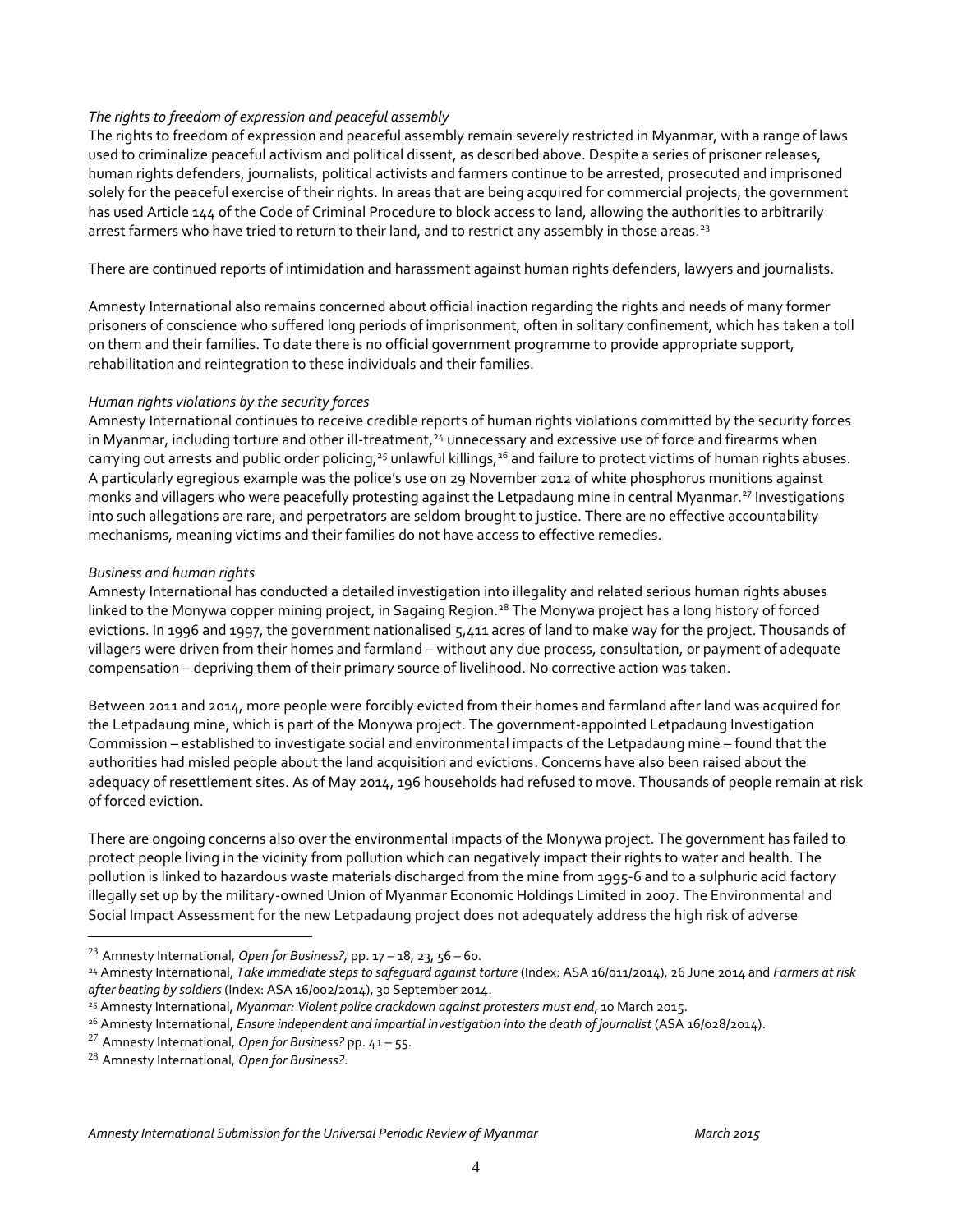*The rights to freedom of expression and peaceful assembly*

The rights to freedom of expression and peaceful assembly remain severely restricted in Myanmar, with a range of laws used to criminalize peaceful activism and political dissent, as described above. Despite a series of prisoner releases, human rights defenders, journalists, political activists and farmers continue to be arrested, prosecuted and imprisoned solely for the peaceful exercise of their rights. In areas that are being acquired for commercial projects, the government has used Article 144 of the Code of Criminal Procedure to block access to land, allowing the authorities to arbitrarily arrest farmers who have tried to return to their land, and to restrict any assembly in those areas.[23]

There are continued reports of intimidation and harassment against human rights defenders, lawyers and journalists.

Amnesty International also remains concerned about official inaction regarding the rights and needs of many former prisoners of conscience who suffered long periods of imprisonment, often in solitary confinement, which has taken a toll on them and their families. To date there is no official government programme to provide appropriate support, rehabilitation and reintegration to these individuals and their families.

*Human rights violations by the security forces*

Amnesty International continues to receive credible reports of human rights violations committed by the security forces in Myanmar, including torture and other ill-treatment,[24] unnecessary and excessive use of force and firearms when carrying out arrests and public order policing,[25] unlawful killings,[26] and failure to protect victims of human rights abuses. A particularly egregious example was the police's use on 29 November 2012 of white phosphorus munitions against monks and villagers who were peacefully protesting against the Letpadaung mine in central Myanmar.[27] Investigations into such allegations are rare, and perpetrators are seldom brought to justice. There are no effective accountability mechanisms, meaning victims and their families do not have access to effective remedies.

*Business and human rights*

Amnesty International has conducted a detailed investigation into illegality and related serious human rights abuses linked to the Monywa copper mining project, in Sagaing Region.[28] The Monywa project has a long history of forced evictions. In 1996 and 1997, the government nationalised 5,411 acres of land to make way for the project. Thousands of villagers were driven from their homes and farmland – without any due process, consultation, or payment of adequate compensation – depriving them of their primary source of livelihood. No corrective action was taken.

Between 2011 and 2014, more people were forcibly evicted from their homes and farmland after land was acquired for the Letpadaung mine, which is part of the Monywa project. The government-appointed Letpadaung Investigation Commission – established to investigate social and environmental impacts of the Letpadaung mine – found that the authorities had misled people about the land acquisition and evictions. Concerns have also been raised about the adequacy of resettlement sites. As of May 2014, 196 households had refused to move. Thousands of people remain at risk of forced eviction.

There are ongoing concerns also over the environmental impacts of the Monywa project. The government has failed to protect people living in the vicinity from pollution which can negatively impact their rights to water and health. The pollution is linked to hazardous waste materials discharged from the mine from 1995-6 and to a sulphuric acid factory illegally set up by the military-owned Union of Myanmar Economic Holdings Limited in 2007. The Environmental and Social Impact Assessment for the new Letpadaung project does not adequately address the high risk of adverse

---

[23] Amnesty International, *Open for Business?,* pp. 17 – 18, 23, 56 – 60.

[24] Amnesty International, *Take immediate steps to safeguard against torture* (Index: ASA 16/011/2014), 26 June 2014 and *Farmers at risk after beating by soldiers* (Index: ASA 16/002/2014), 30 September 2014.

[25] Amnesty International, *Myanmar: Violent police crackdown against protesters must end*, 10 March 2015.

[26] Amnesty International, *Ensure independent and impartial investigation into the death of journalist* (ASA 16/028/2014).

[27] Amnesty International, *Open for Business?* pp. 41 – 55.

[28] Amnesty International, *Open for Business?.*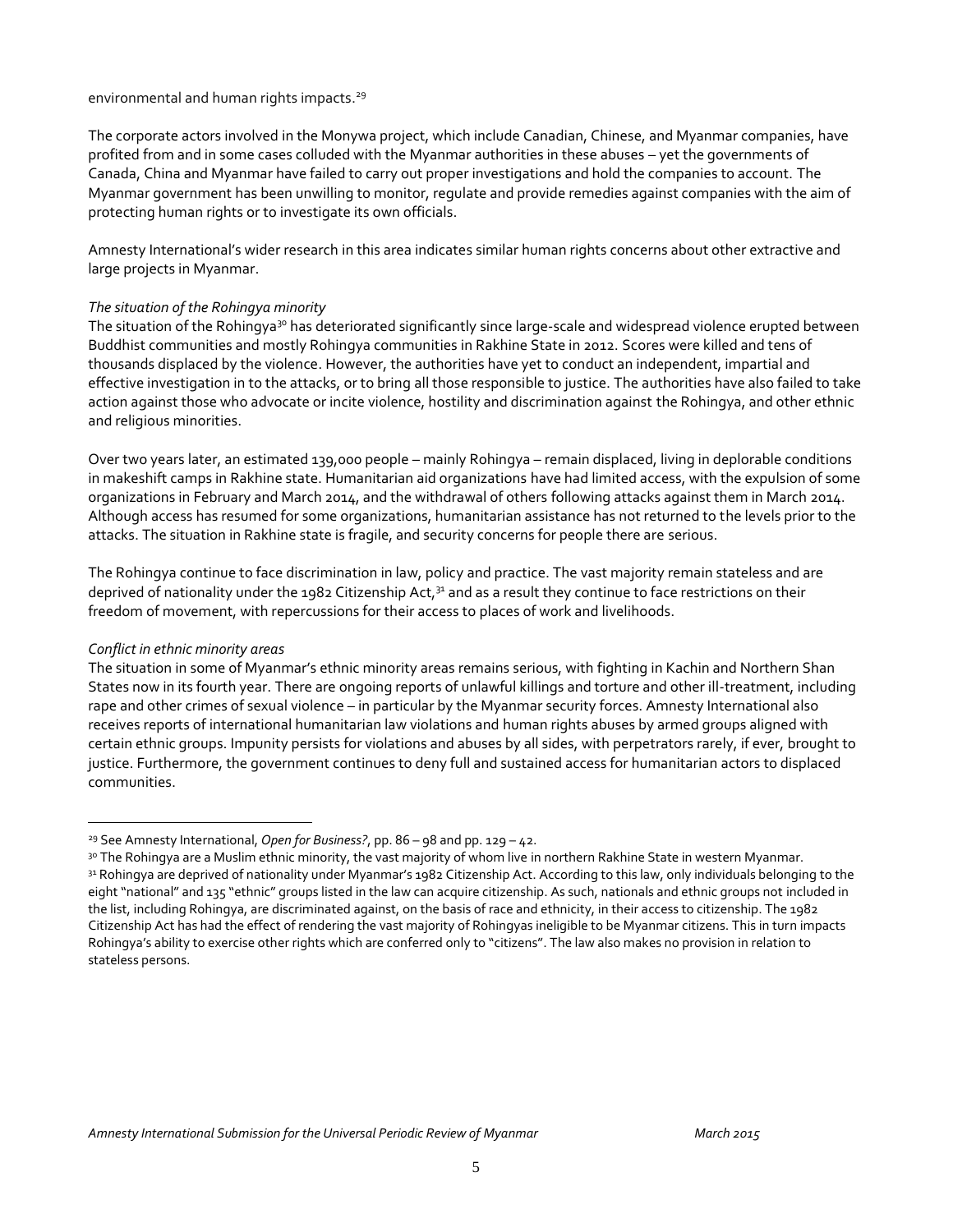environmental and human rights impacts.[29]

The corporate actors involved in the Monywa project, which include Canadian, Chinese, and Myanmar companies, have profited from and in some cases colluded with the Myanmar authorities in these abuses – yet the governments of Canada, China and Myanmar have failed to carry out proper investigations and hold the companies to account. The Myanmar government has been unwilling to monitor, regulate and provide remedies against companies with the aim of protecting human rights or to investigate its own officials.

Amnesty International's wider research in this area indicates similar human rights concerns about other extractive and large projects in Myanmar.

*The situation of the Rohingya minority*

The situation of the Rohingya[30] has deteriorated significantly since large-scale and widespread violence erupted between Buddhist communities and mostly Rohingya communities in Rakhine State in 2012. Scores were killed and tens of thousands displaced by the violence. However, the authorities have yet to conduct an independent, impartial and effective investigation in to the attacks, or to bring all those responsible to justice. The authorities have also failed to take action against those who advocate or incite violence, hostility and discrimination against the Rohingya, and other ethnic and religious minorities.

Over two years later, an estimated 139,000 people – mainly Rohingya – remain displaced, living in deplorable conditions in makeshift camps in Rakhine state. Humanitarian aid organizations have had limited access, with the expulsion of some organizations in February and March 2014, and the withdrawal of others following attacks against them in March 2014. Although access has resumed for some organizations, humanitarian assistance has not returned to the levels prior to the attacks. The situation in Rakhine state is fragile, and security concerns for people there are serious.

The Rohingya continue to face discrimination in law, policy and practice. The vast majority remain stateless and are deprived of nationality under the 1982 Citizenship Act,[31] and as a result they continue to face restrictions on their freedom of movement, with repercussions for their access to places of work and livelihoods.

*Conflict in ethnic minority areas*

The situation in some of Myanmar's ethnic minority areas remains serious, with fighting in Kachin and Northern Shan States now in its fourth year. There are ongoing reports of unlawful killings and torture and other ill-treatment, including rape and other crimes of sexual violence – in particular by the Myanmar security forces. Amnesty International also receives reports of international humanitarian law violations and human rights abuses by armed groups aligned with certain ethnic groups. Impunity persists for violations and abuses by all sides, with perpetrators rarely, if ever, brought to justice. Furthermore, the government continues to deny full and sustained access for humanitarian actors to displaced communities.

---

[29] See Amnesty International, *Open for Business?*, pp. 86 – 98 and pp. 129 – 42.

[30] The Rohingya are a Muslim ethnic minority, the vast majority of whom live in northern Rakhine State in western Myanmar.

[31] Rohingya are deprived of nationality under Myanmar's 1982 Citizenship Act. According to this law, only individuals belonging to the eight "national" and 135 "ethnic" groups listed in the law can acquire citizenship. As such, nationals and ethnic groups not included in the list, including Rohingya, are discriminated against, on the basis of race and ethnicity, in their access to citizenship. The 1982 Citizenship Act has had the effect of rendering the vast majority of Rohingyas ineligible to be Myanmar citizens. This in turn impacts Rohingya's ability to exercise other rights which are conferred only to "citizens". The law also makes no provision in relation to stateless persons.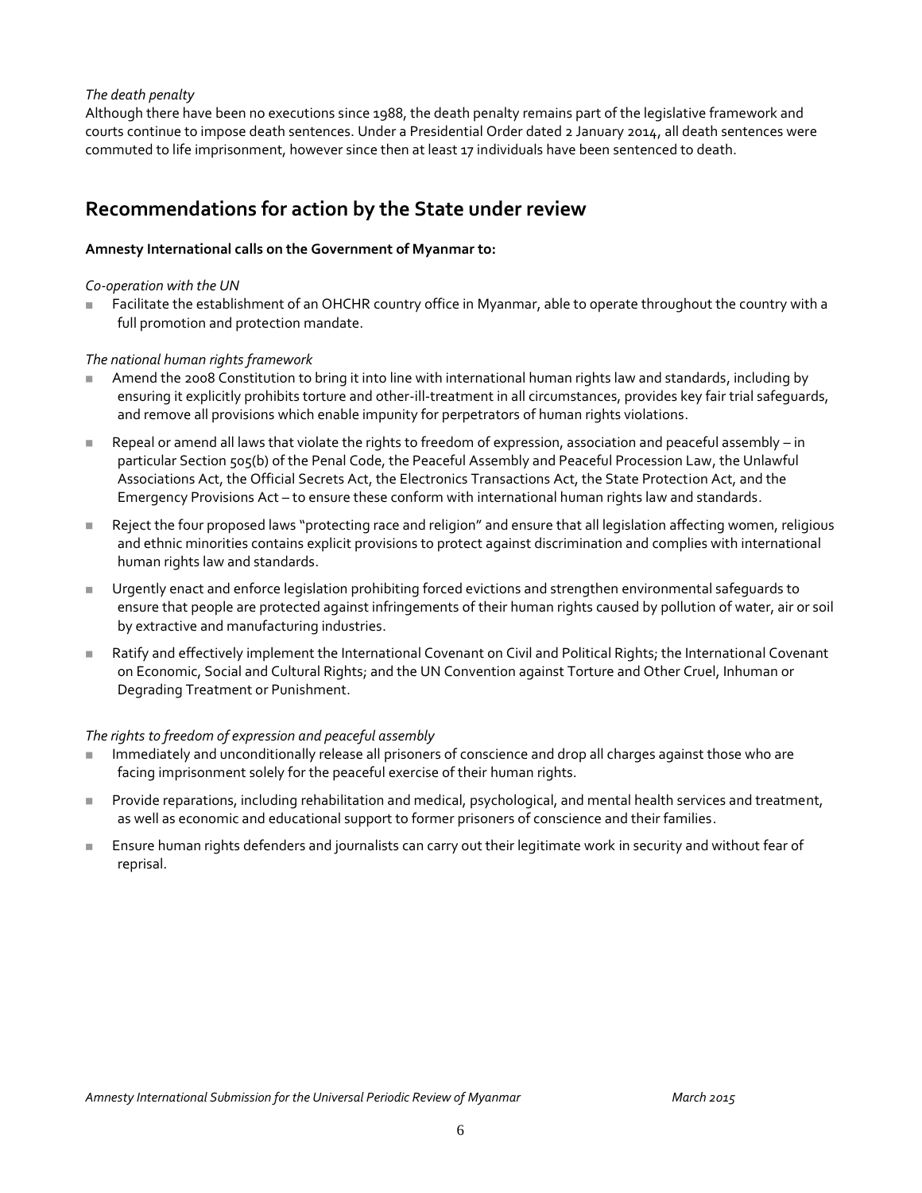*The death penalty*

Although there have been no executions since 1988, the death penalty remains part of the legislative framework and courts continue to impose death sentences. Under a Presidential Order dated 2 January 2014, all death sentences were commuted to life imprisonment, however since then at least 17 individuals have been sentenced to death.

## Recommendations for action by the State under review

**Amnesty International calls on the Government of Myanmar to:**

*Co-operation with the UN*

- Facilitate the establishment of an OHCHR country office in Myanmar, able to operate throughout the country with a full promotion and protection mandate.

*The national human rights framework*

- Amend the 2008 Constitution to bring it into line with international human rights law and standards, including by ensuring it explicitly prohibits torture and other-ill-treatment in all circumstances, provides key fair trial safeguards, and remove all provisions which enable impunity for perpetrators of human rights violations.
- Repeal or amend all laws that violate the rights to freedom of expression, association and peaceful assembly – in particular Section 505(b) of the Penal Code, the Peaceful Assembly and Peaceful Procession Law, the Unlawful Associations Act, the Official Secrets Act, the Electronics Transactions Act, the State Protection Act, and the Emergency Provisions Act – to ensure these conform with international human rights law and standards.
- Reject the four proposed laws "protecting race and religion" and ensure that all legislation affecting women, religious and ethnic minorities contains explicit provisions to protect against discrimination and complies with international human rights law and standards.
- Urgently enact and enforce legislation prohibiting forced evictions and strengthen environmental safeguards to ensure that people are protected against infringements of their human rights caused by pollution of water, air or soil by extractive and manufacturing industries.
- Ratify and effectively implement the International Covenant on Civil and Political Rights; the International Covenant on Economic, Social and Cultural Rights; and the UN Convention against Torture and Other Cruel, Inhuman or Degrading Treatment or Punishment.

*The rights to freedom of expression and peaceful assembly*

- Immediately and unconditionally release all prisoners of conscience and drop all charges against those who are facing imprisonment solely for the peaceful exercise of their human rights.
- Provide reparations, including rehabilitation and medical, psychological, and mental health services and treatment, as well as economic and educational support to former prisoners of conscience and their families.
- Ensure human rights defenders and journalists can carry out their legitimate work in security and without fear of reprisal.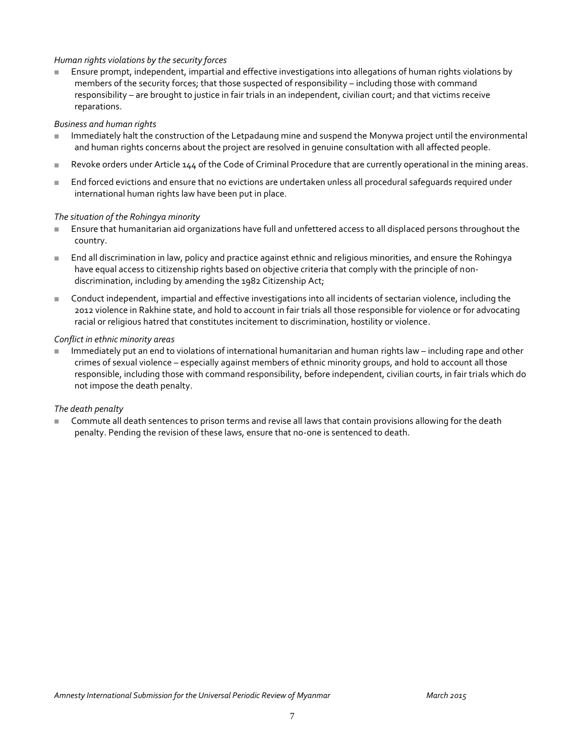*Human rights violations by the security forces*

- Ensure prompt, independent, impartial and effective investigations into allegations of human rights violations by members of the security forces; that those suspected of responsibility – including those with command responsibility – are brought to justice in fair trials in an independent, civilian court; and that victims receive reparations.

*Business and human rights*

- Immediately halt the construction of the Letpadaung mine and suspend the Monywa project until the environmental and human rights concerns about the project are resolved in genuine consultation with all affected people.
- Revoke orders under Article 144 of the Code of Criminal Procedure that are currently operational in the mining areas.
- End forced evictions and ensure that no evictions are undertaken unless all procedural safeguards required under international human rights law have been put in place.

*The situation of the Rohingya minority*

- Ensure that humanitarian aid organizations have full and unfettered access to all displaced persons throughout the country.
- End all discrimination in law, policy and practice against ethnic and religious minorities, and ensure the Rohingya have equal access to citizenship rights based on objective criteria that comply with the principle of non-discrimination, including by amending the 1982 Citizenship Act;
- Conduct independent, impartial and effective investigations into all incidents of sectarian violence, including the 2012 violence in Rakhine state, and hold to account in fair trials all those responsible for violence or for advocating racial or religious hatred that constitutes incitement to discrimination, hostility or violence.

*Conflict in ethnic minority areas*

- Immediately put an end to violations of international humanitarian and human rights law – including rape and other crimes of sexual violence – especially against members of ethnic minority groups, and hold to account all those responsible, including those with command responsibility, before independent, civilian courts, in fair trials which do not impose the death penalty.

*The death penalty*

- Commute all death sentences to prison terms and revise all laws that contain provisions allowing for the death penalty. Pending the revision of these laws, ensure that no-one is sentenced to death.